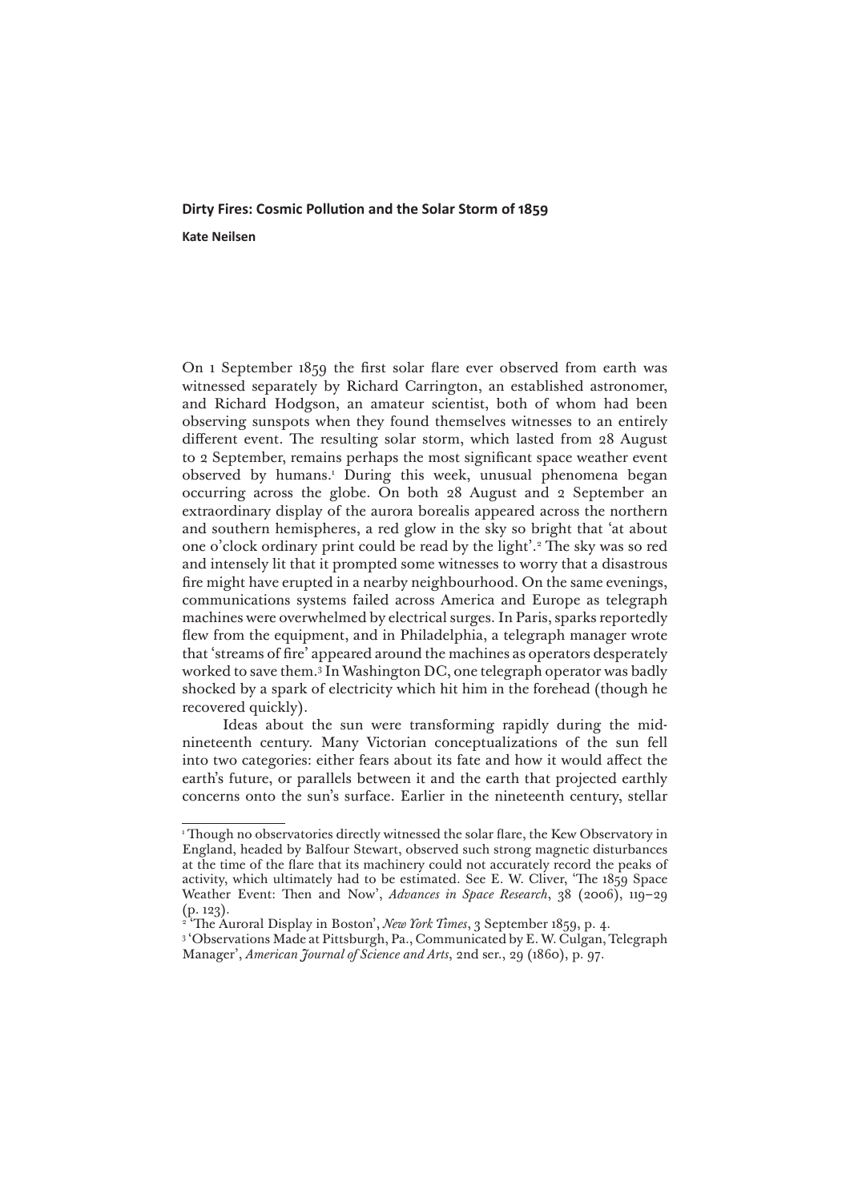# Dirty Fires: Cosmic Pollution and the Solar Storm of 1859

**Kate Neilsen**

On 1 September 1859 the first solar flare ever observed from earth was witnessed separately by Richard Carrington, an established astronomer, and Richard Hodgson, an amateur scientist, both of whom had been observing sunspots when they found themselves witnesses to an entirely different event. The resulting solar storm, which lasted from 28 August to 2 September, remains perhaps the most significant space weather event observed by humans.[1] During this week, unusual phenomena began occurring across the globe. On both 28 August and 2 September an extraordinary display of the aurora borealis appeared across the northern and southern hemispheres, a red glow in the sky so bright that 'at about one o'clock ordinary print could be read by the light'.[2] The sky was so red and intensely lit that it prompted some witnesses to worry that a disastrous fire might have erupted in a nearby neighbourhood. On the same evenings, communications systems failed across America and Europe as telegraph machines were overwhelmed by electrical surges. In Paris, sparks reportedly flew from the equipment, and in Philadelphia, a telegraph manager wrote that 'streams of fire' appeared around the machines as operators desperately worked to save them.[3] In Washington DC, one telegraph operator was badly shocked by a spark of electricity which hit him in the forehead (though he recovered quickly).

Ideas about the sun were transforming rapidly during the mid-nineteenth century. Many Victorian conceptualizations of the sun fell into two categories: either fears about its fate and how it would affect the earth's future, or parallels between it and the earth that projected earthly concerns onto the sun's surface. Earlier in the nineteenth century, stellar

---

[1] Though no observatories directly witnessed the solar flare, the Kew Observatory in England, headed by Balfour Stewart, observed such strong magnetic disturbances at the time of the flare that its machinery could not accurately record the peaks of activity, which ultimately had to be estimated. See E. W. Cliver, 'The 1859 Space Weather Event: Then and Now', *Advances in Space Research*, 38 (2006), 119–29 (p. 123).

[2] 'The Auroral Display in Boston', *New York Times*, 3 September 1859, p. 4.

[3] 'Observations Made at Pittsburgh, Pa., Communicated by E. W. Culgan, Telegraph Manager', *American Journal of Science and Arts*, 2nd ser., 29 (1860), p. 97.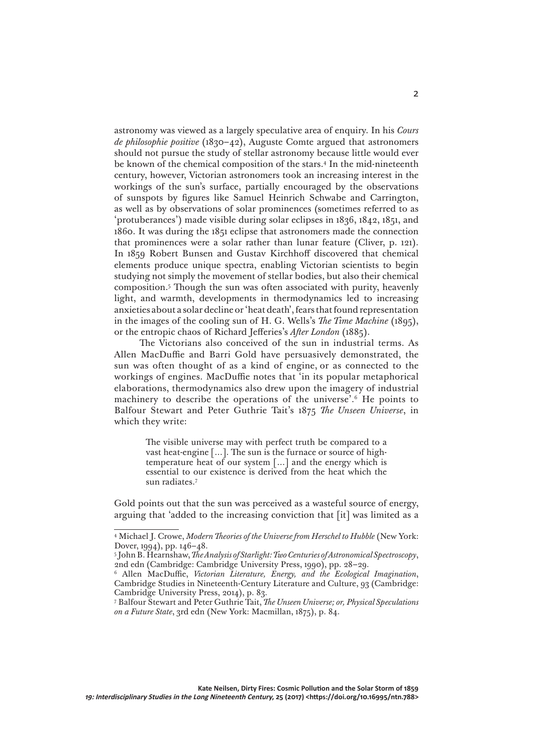astronomy was viewed as a largely speculative area of enquiry. In his *Cours de philosophie positive* (1830–42), Auguste Comte argued that astronomers should not pursue the study of stellar astronomy because little would ever be known of the chemical composition of the stars.[4] In the mid-nineteenth century, however, Victorian astronomers took an increasing interest in the workings of the sun's surface, partially encouraged by the observations of sunspots by figures like Samuel Heinrich Schwabe and Carrington, as well as by observations of solar prominences (sometimes referred to as 'protuberances') made visible during solar eclipses in 1836, 1842, 1851, and 1860. It was during the 1851 eclipse that astronomers made the connection that prominences were a solar rather than lunar feature (Cliver, p. 121). In 1859 Robert Bunsen and Gustav Kirchhoff discovered that chemical elements produce unique spectra, enabling Victorian scientists to begin studying not simply the movement of stellar bodies, but also their chemical composition.[5] Though the sun was often associated with purity, heavenly light, and warmth, developments in thermodynamics led to increasing anxieties about a solar decline or 'heat death', fears that found representation in the images of the cooling sun of H. G. Wells's *The Time Machine* (1895), or the entropic chaos of Richard Jefferies's *After London* (1885).

The Victorians also conceived of the sun in industrial terms. As Allen MacDuffie and Barri Gold have persuasively demonstrated, the sun was often thought of as a kind of engine, or as connected to the workings of engines. MacDuffie notes that 'in its popular metaphorical elaborations, thermodynamics also drew upon the imagery of industrial machinery to describe the operations of the universe'.[6] He points to Balfour Stewart and Peter Guthrie Tait's 1875 *The Unseen Universe*, in which they write:

> The visible universe may with perfect truth be compared to a vast heat-engine [...]. The sun is the furnace or source of high-temperature heat of our system [...] and the energy which is essential to our existence is derived from the heat which the sun radiates.[7]

Gold points out that the sun was perceived as a wasteful source of energy, arguing that 'added to the increasing conviction that [it] was limited as a

---

[4] Michael J. Crowe, *Modern Theories of the Universe from Herschel to Hubble* (New York: Dover, 1994), pp. 146–48.

[5] John B. Hearnshaw, *The Analysis of Starlight: Two Centuries of Astronomical Spectroscopy*, 2nd edn (Cambridge: Cambridge University Press, 1990), pp. 28–29.

[6] Allen MacDuffie, *Victorian Literature, Energy, and the Ecological Imagination*, Cambridge Studies in Nineteenth-Century Literature and Culture, 93 (Cambridge: Cambridge University Press, 2014), p. 83.

[7] Balfour Stewart and Peter Guthrie Tait, *The Unseen Universe; or, Physical Speculations on a Future State*, 3rd edn (New York: Macmillan, 1875), p. 84.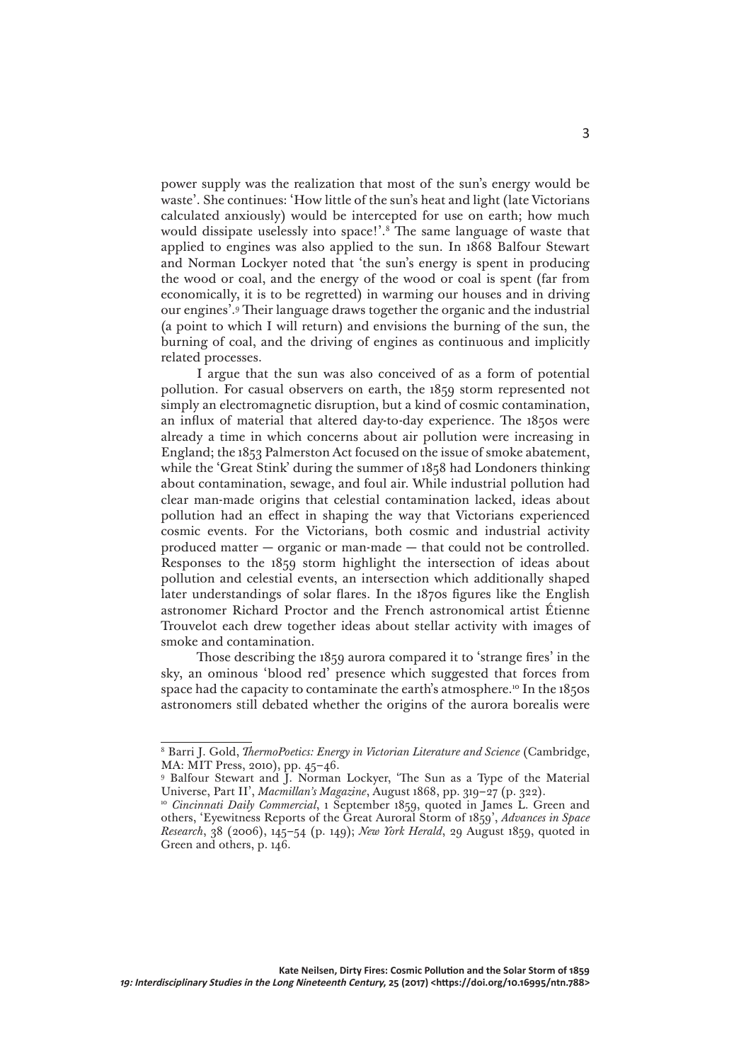power supply was the realization that most of the sun's energy would be waste'. She continues: 'How little of the sun's heat and light (late Victorians calculated anxiously) would be intercepted for use on earth; how much would dissipate uselessly into space!'.[8] The same language of waste that applied to engines was also applied to the sun. In 1868 Balfour Stewart and Norman Lockyer noted that 'the sun's energy is spent in producing the wood or coal, and the energy of the wood or coal is spent (far from economically, it is to be regretted) in warming our houses and in driving our engines'.[9] Their language draws together the organic and the industrial (a point to which I will return) and envisions the burning of the sun, the burning of coal, and the driving of engines as continuous and implicitly related processes.

I argue that the sun was also conceived of as a form of potential pollution. For casual observers on earth, the 1859 storm represented not simply an electromagnetic disruption, but a kind of cosmic contamination, an influx of material that altered day-to-day experience. The 1850s were already a time in which concerns about air pollution were increasing in England; the 1853 Palmerston Act focused on the issue of smoke abatement, while the 'Great Stink' during the summer of 1858 had Londoners thinking about contamination, sewage, and foul air. While industrial pollution had clear man-made origins that celestial contamination lacked, ideas about pollution had an effect in shaping the way that Victorians experienced cosmic events. For the Victorians, both cosmic and industrial activity produced matter — organic or man-made — that could not be controlled. Responses to the 1859 storm highlight the intersection of ideas about pollution and celestial events, an intersection which additionally shaped later understandings of solar flares. In the 1870s figures like the English astronomer Richard Proctor and the French astronomical artist Étienne Trouvelot each drew together ideas about stellar activity with images of smoke and contamination.

Those describing the 1859 aurora compared it to 'strange fires' in the sky, an ominous 'blood red' presence which suggested that forces from space had the capacity to contaminate the earth's atmosphere.[10] In the 1850s astronomers still debated whether the origins of the aurora borealis were

---

[8] Barri J. Gold, *ThermoPoetics: Energy in Victorian Literature and Science* (Cambridge, MA: MIT Press, 2010), pp. 45–46.

[9] Balfour Stewart and J. Norman Lockyer, 'The Sun as a Type of the Material Universe, Part II', *Macmillan's Magazine*, August 1868, pp. 319–27 (p. 322).

[10] *Cincinnati Daily Commercial*, 1 September 1859, quoted in James L. Green and others, 'Eyewitness Reports of the Great Auroral Storm of 1859', *Advances in Space Research*, 38 (2006), 145–54 (p. 149); *New York Herald*, 29 August 1859, quoted in Green and others, p. 146.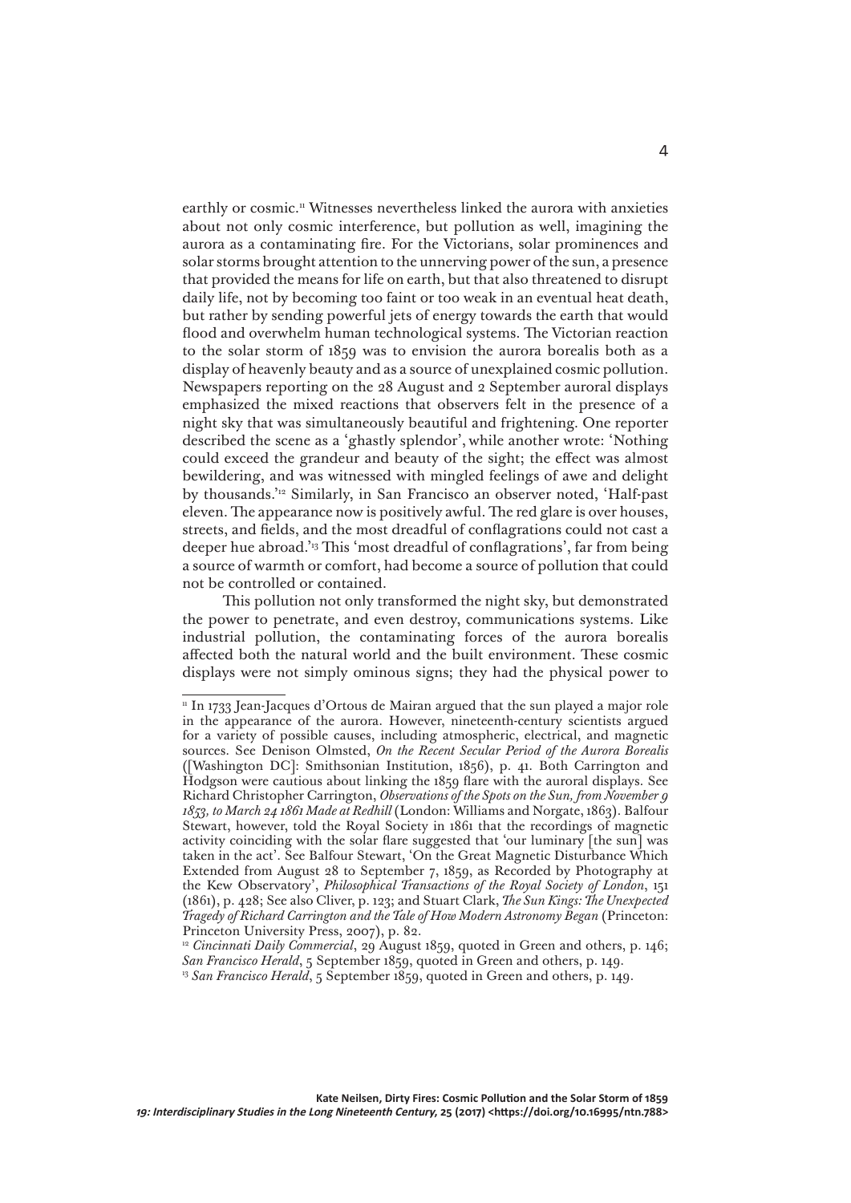earthly or cosmic.[11] Witnesses nevertheless linked the aurora with anxieties about not only cosmic interference, but pollution as well, imagining the aurora as a contaminating fire. For the Victorians, solar prominences and solar storms brought attention to the unnerving power of the sun, a presence that provided the means for life on earth, but that also threatened to disrupt daily life, not by becoming too faint or too weak in an eventual heat death, but rather by sending powerful jets of energy towards the earth that would flood and overwhelm human technological systems. The Victorian reaction to the solar storm of 1859 was to envision the aurora borealis both as a display of heavenly beauty and as a source of unexplained cosmic pollution. Newspapers reporting on the 28 August and 2 September auroral displays emphasized the mixed reactions that observers felt in the presence of a night sky that was simultaneously beautiful and frightening. One reporter described the scene as a 'ghastly splendor', while another wrote: 'Nothing could exceed the grandeur and beauty of the sight; the effect was almost bewildering, and was witnessed with mingled feelings of awe and delight by thousands.'[12] Similarly, in San Francisco an observer noted, 'Half-past eleven. The appearance now is positively awful. The red glare is over houses, streets, and fields, and the most dreadful of conflagrations could not cast a deeper hue abroad.'[13] This 'most dreadful of conflagrations', far from being a source of warmth or comfort, had become a source of pollution that could not be controlled or contained.

This pollution not only transformed the night sky, but demonstrated the power to penetrate, and even destroy, communications systems. Like industrial pollution, the contaminating forces of the aurora borealis affected both the natural world and the built environment. These cosmic displays were not simply ominous signs; they had the physical power to

---

[11] In 1733 Jean-Jacques d'Ortous de Mairan argued that the sun played a major role in the appearance of the aurora. However, nineteenth-century scientists argued for a variety of possible causes, including atmospheric, electrical, and magnetic sources. See Denison Olmsted, *On the Recent Secular Period of the Aurora Borealis* ([Washington DC]: Smithsonian Institution, 1856), p. 41. Both Carrington and Hodgson were cautious about linking the 1859 flare with the auroral displays. See Richard Christopher Carrington, *Observations of the Spots on the Sun, from November 9 1853, to March 24 1861 Made at Redhill* (London: Williams and Norgate, 1863). Balfour Stewart, however, told the Royal Society in 1861 that the recordings of magnetic activity coinciding with the solar flare suggested that 'our luminary [the sun] was taken in the act'. See Balfour Stewart, 'On the Great Magnetic Disturbance Which Extended from August 28 to September 7, 1859, as Recorded by Photography at the Kew Observatory', *Philosophical Transactions of the Royal Society of London*, 151 (1861), p. 428; See also Cliver, p. 123; and Stuart Clark, *The Sun Kings: The Unexpected Tragedy of Richard Carrington and the Tale of How Modern Astronomy Began* (Princeton: Princeton University Press, 2007), p. 82.

[12] *Cincinnati Daily Commercial*, 29 August 1859, quoted in Green and others, p. 146; *San Francisco Herald*, 5 September 1859, quoted in Green and others, p. 149.

[13] *San Francisco Herald*, 5 September 1859, quoted in Green and others, p. 149.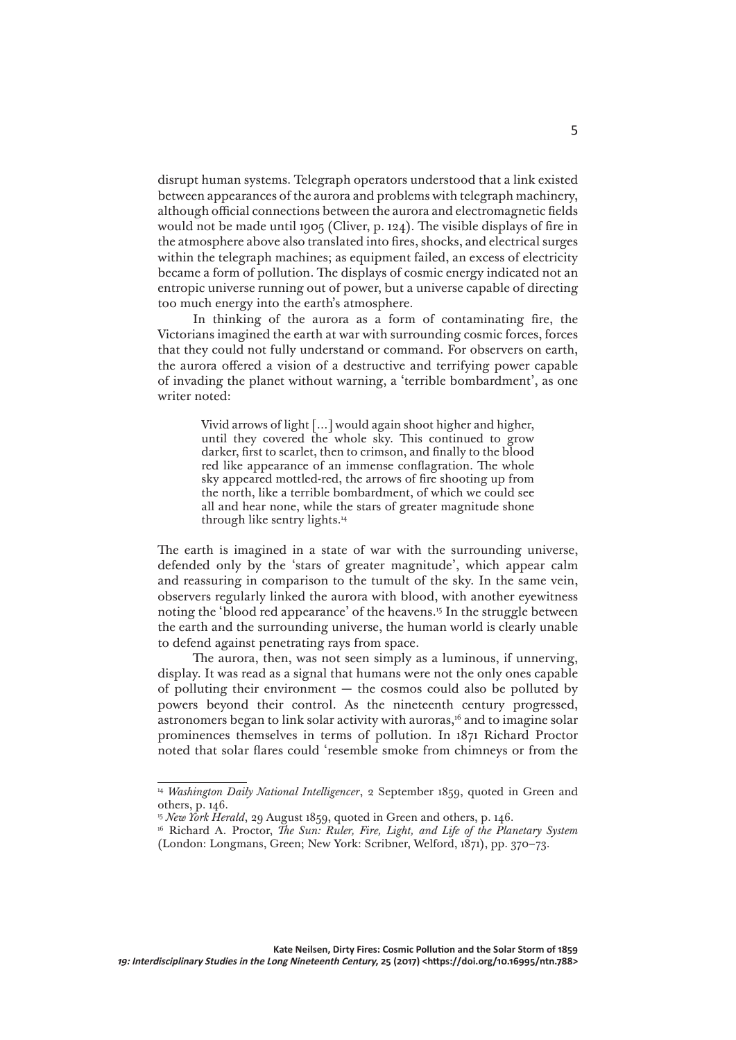disrupt human systems. Telegraph operators understood that a link existed between appearances of the aurora and problems with telegraph machinery, although official connections between the aurora and electromagnetic fields would not be made until 1905 (Cliver, p. 124). The visible displays of fire in the atmosphere above also translated into fires, shocks, and electrical surges within the telegraph machines; as equipment failed, an excess of electricity became a form of pollution. The displays of cosmic energy indicated not an entropic universe running out of power, but a universe capable of directing too much energy into the earth's atmosphere.

In thinking of the aurora as a form of contaminating fire, the Victorians imagined the earth at war with surrounding cosmic forces, forces that they could not fully understand or command. For observers on earth, the aurora offered a vision of a destructive and terrifying power capable of invading the planet without warning, a 'terrible bombardment', as one writer noted:

> Vivid arrows of light [...] would again shoot higher and higher, until they covered the whole sky. This continued to grow darker, first to scarlet, then to crimson, and finally to the blood red like appearance of an immense conflagration. The whole sky appeared mottled-red, the arrows of fire shooting up from the north, like a terrible bombardment, of which we could see all and hear none, while the stars of greater magnitude shone through like sentry lights.[14]

The earth is imagined in a state of war with the surrounding universe, defended only by the 'stars of greater magnitude', which appear calm and reassuring in comparison to the tumult of the sky. In the same vein, observers regularly linked the aurora with blood, with another eyewitness noting the 'blood red appearance' of the heavens.[15] In the struggle between the earth and the surrounding universe, the human world is clearly unable to defend against penetrating rays from space.

The aurora, then, was not seen simply as a luminous, if unnerving, display. It was read as a signal that humans were not the only ones capable of polluting their environment — the cosmos could also be polluted by powers beyond their control. As the nineteenth century progressed, astronomers began to link solar activity with auroras,[16] and to imagine solar prominences themselves in terms of pollution. In 1871 Richard Proctor noted that solar flares could 'resemble smoke from chimneys or from the

---

[14] *Washington Daily National Intelligencer*, 2 September 1859, quoted in Green and others, p. 146.

[15] *New York Herald*, 29 August 1859, quoted in Green and others, p. 146.

[16] Richard A. Proctor, *The Sun: Ruler, Fire, Light, and Life of the Planetary System* (London: Longmans, Green; New York: Scribner, Welford, 1871), pp. 370–73.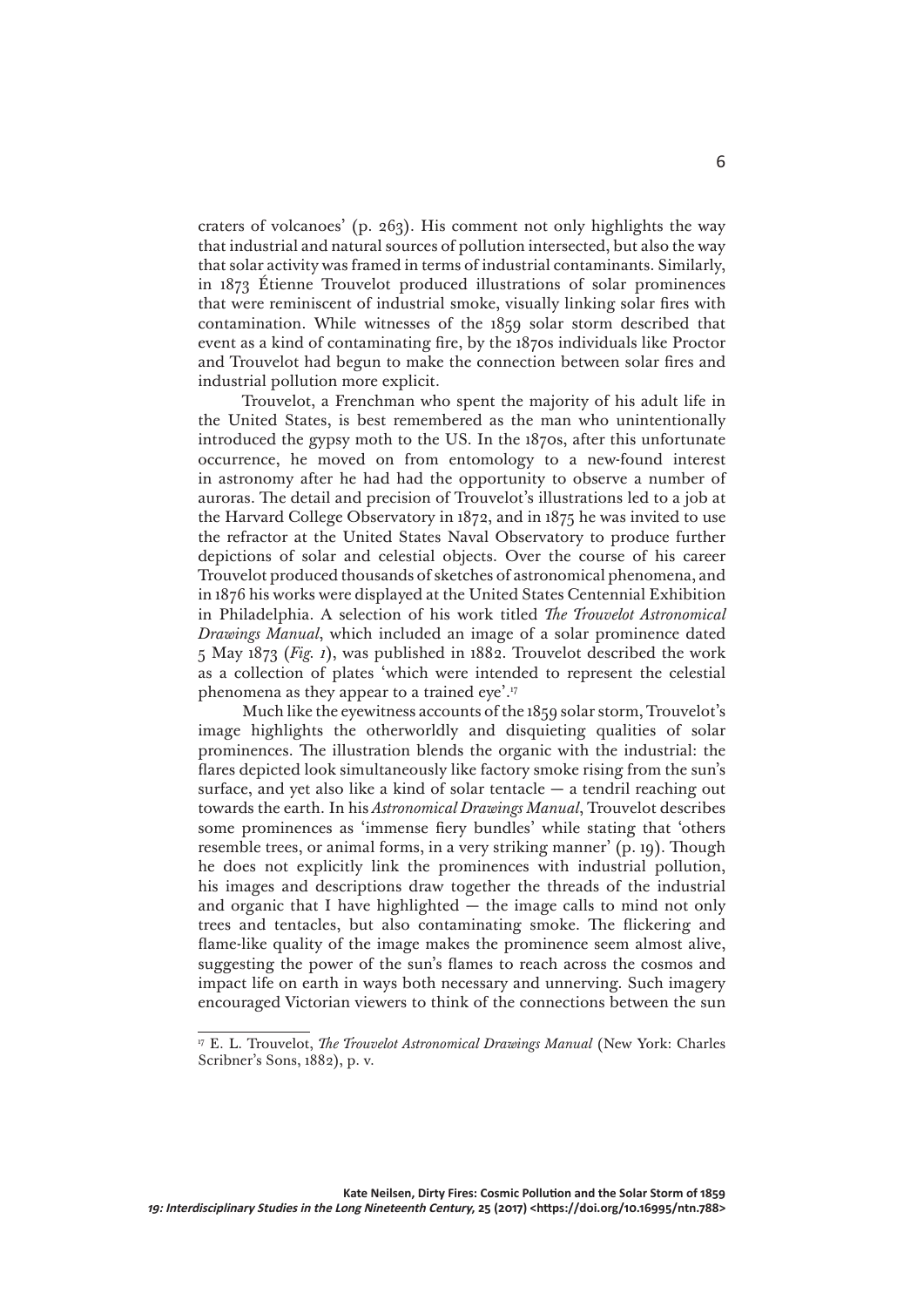craters of volcanoes' (p. 263). His comment not only highlights the way that industrial and natural sources of pollution intersected, but also the way that solar activity was framed in terms of industrial contaminants. Similarly, in 1873 Étienne Trouvelot produced illustrations of solar prominences that were reminiscent of industrial smoke, visually linking solar fires with contamination. While witnesses of the 1859 solar storm described that event as a kind of contaminating fire, by the 1870s individuals like Proctor and Trouvelot had begun to make the connection between solar fires and industrial pollution more explicit.

Trouvelot, a Frenchman who spent the majority of his adult life in the United States, is best remembered as the man who unintentionally introduced the gypsy moth to the US. In the 1870s, after this unfortunate occurrence, he moved on from entomology to a new-found interest in astronomy after he had had the opportunity to observe a number of auroras. The detail and precision of Trouvelot's illustrations led to a job at the Harvard College Observatory in 1872, and in 1875 he was invited to use the refractor at the United States Naval Observatory to produce further depictions of solar and celestial objects. Over the course of his career Trouvelot produced thousands of sketches of astronomical phenomena, and in 1876 his works were displayed at the United States Centennial Exhibition in Philadelphia. A selection of his work titled *The Trouvelot Astronomical Drawings Manual*, which included an image of a solar prominence dated 5 May 1873 (*Fig. 1*), was published in 1882. Trouvelot described the work as a collection of plates 'which were intended to represent the celestial phenomena as they appear to a trained eye'.[17]

Much like the eyewitness accounts of the 1859 solar storm, Trouvelot's image highlights the otherworldly and disquieting qualities of solar prominences. The illustration blends the organic with the industrial: the flares depicted look simultaneously like factory smoke rising from the sun's surface, and yet also like a kind of solar tentacle — a tendril reaching out towards the earth. In his *Astronomical Drawings Manual*, Trouvelot describes some prominences as 'immense fiery bundles' while stating that 'others resemble trees, or animal forms, in a very striking manner' (p. 19). Though he does not explicitly link the prominences with industrial pollution, his images and descriptions draw together the threads of the industrial and organic that I have highlighted — the image calls to mind not only trees and tentacles, but also contaminating smoke. The flickering and flame-like quality of the image makes the prominence seem almost alive, suggesting the power of the sun's flames to reach across the cosmos and impact life on earth in ways both necessary and unnerving. Such imagery encouraged Victorian viewers to think of the connections between the sun

[17] E. L. Trouvelot, *The Trouvelot Astronomical Drawings Manual* (New York: Charles Scribner's Sons, 1882), p. v.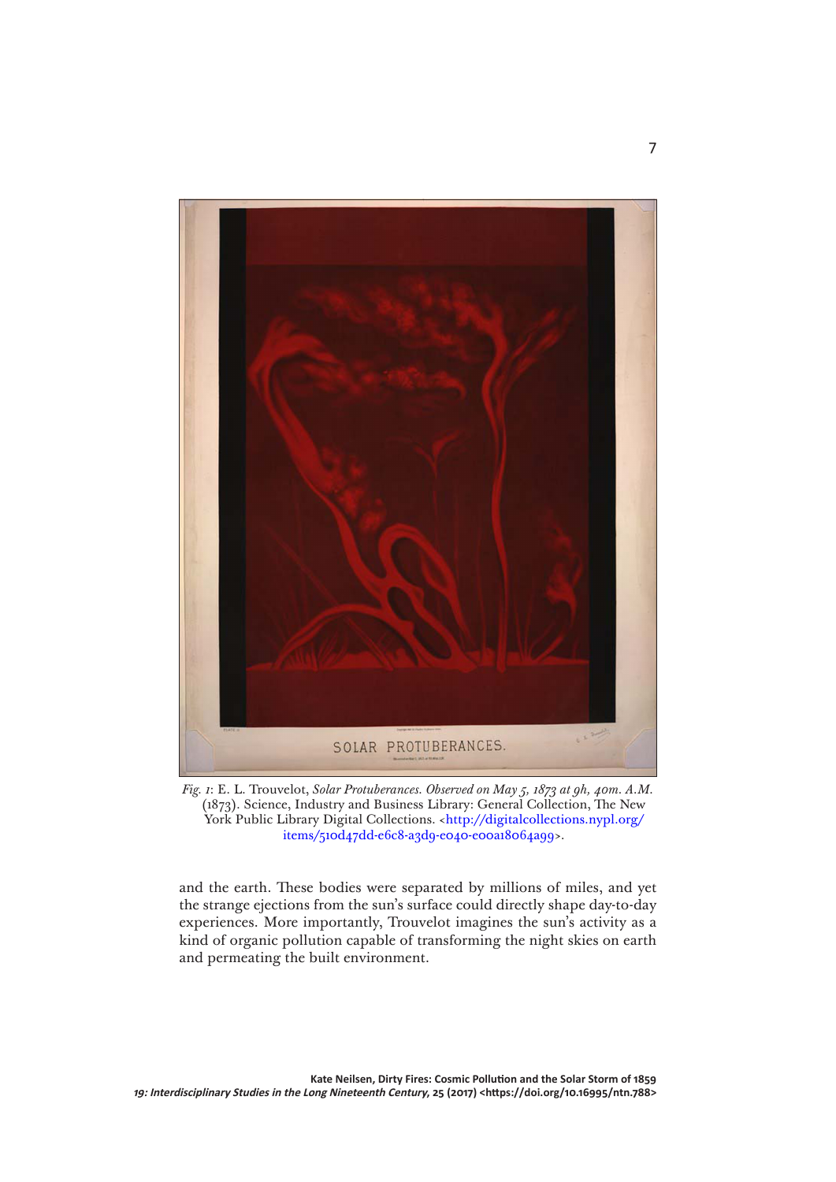*Fig. 1*: E. L. Trouvelot, *Solar Protuberances. Observed on May 5, 1873 at 9h, 40m. A.M.* (1873). Science, Industry and Business Library: General Collection, The New York Public Library Digital Collections. <http://digitalcollections.nypl.org/items/510d47dd-e6c8-a3d9-e040-e00a18064a99>.

and the earth. These bodies were separated by millions of miles, and yet the strange ejections from the sun's surface could directly shape day-to-day experiences. More importantly, Trouvelot imagines the sun's activity as a kind of organic pollution capable of transforming the night skies on earth and permeating the built environment.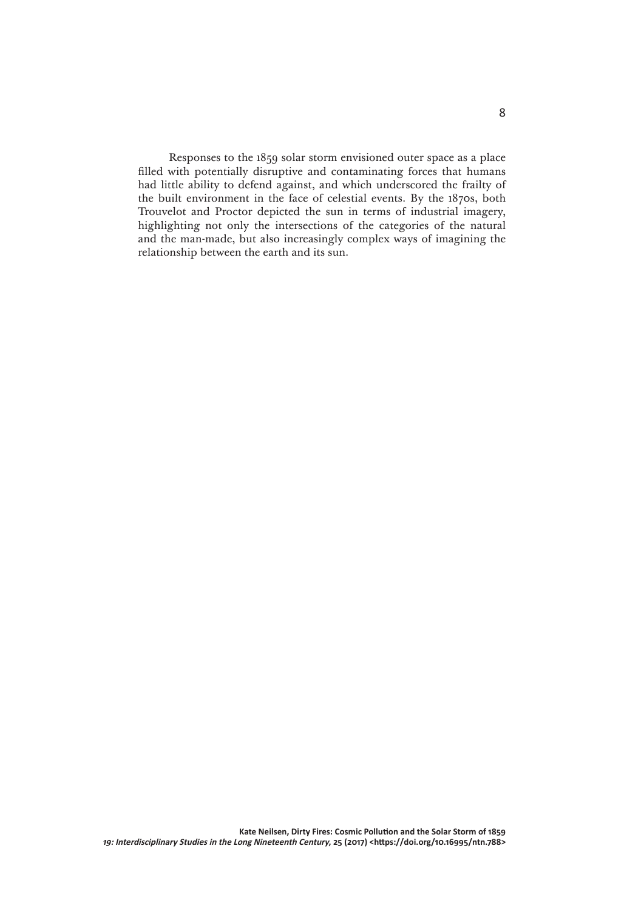Responses to the 1859 solar storm envisioned outer space as a place filled with potentially disruptive and contaminating forces that humans had little ability to defend against, and which underscored the frailty of the built environment in the face of celestial events. By the 1870s, both Trouvelot and Proctor depicted the sun in terms of industrial imagery, highlighting not only the intersections of the categories of the natural and the man-made, but also increasingly complex ways of imagining the relationship between the earth and its sun.